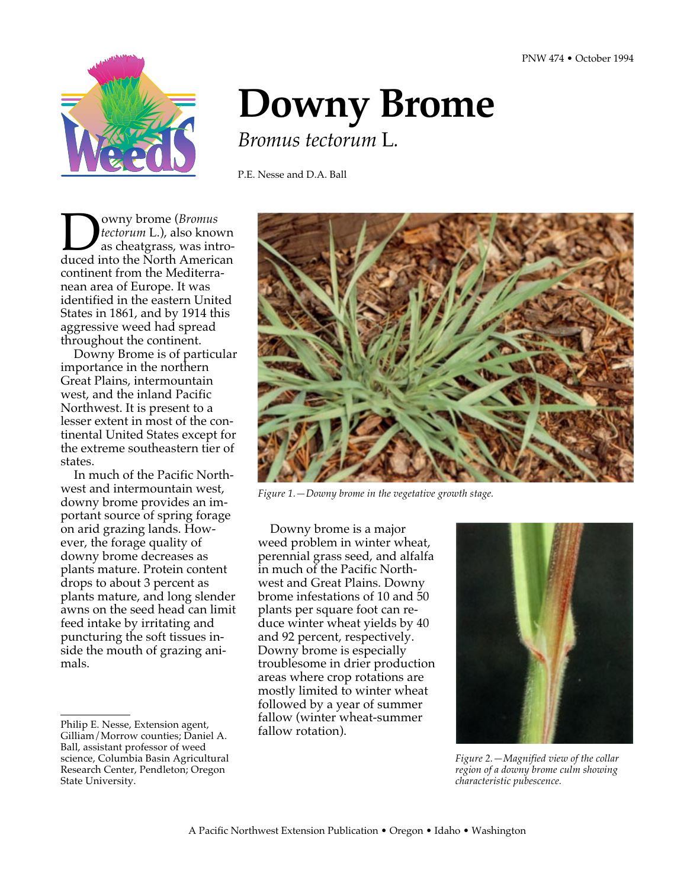PNW 474 • October 1994

# Downy Brome

## *Bromus tectorum* L.

P.E. Nesse and D.A. Ball

Downy brome (*Bromus tectorum* L.), also known as cheatgrass, was introduced into the North American continent from the Mediterranean area of Europe. It was identified in the eastern United States in 1861, and by 1914 this aggressive weed had spread throughout the continent.

Downy Brome is of particular importance in the northern Great Plains, intermountain west, and the inland Pacific Northwest. It is present to a lesser extent in most of the continental United States except for the extreme southeastern tier of states.

In much of the Pacific Northwest and intermountain west, downy brome provides an important source of spring forage on arid grazing lands. However, the forage quality of downy brome decreases as plants mature. Protein content drops to about 3 percent as plants mature, and long slender awns on the seed head can limit feed intake by irritating and puncturing the soft tissues inside the mouth of grazing animals.

*Figure 1.—Downy brome in the vegetative growth stage.*

Downy brome is a major weed problem in winter wheat, perennial grass seed, and alfalfa in much of the Pacific Northwest and Great Plains. Downy brome infestations of 10 and 50 plants per square foot can reduce winter wheat yields by 40 and 92 percent, respectively. Downy brome is especially troublesome in drier production areas where crop rotations are mostly limited to winter wheat followed by a year of summer fallow (winter wheat-summer fallow rotation).

*Figure 2.—Magnified view of the collar region of a downy brome culm showing characteristic pubescence.*

---

Philip E. Nesse, Extension agent, Gilliam/Morrow counties; Daniel A. Ball, assistant professor of weed science, Columbia Basin Agricultural Research Center, Pendleton; Oregon State University.

A Pacific Northwest Extension Publication • Oregon • Idaho • Washington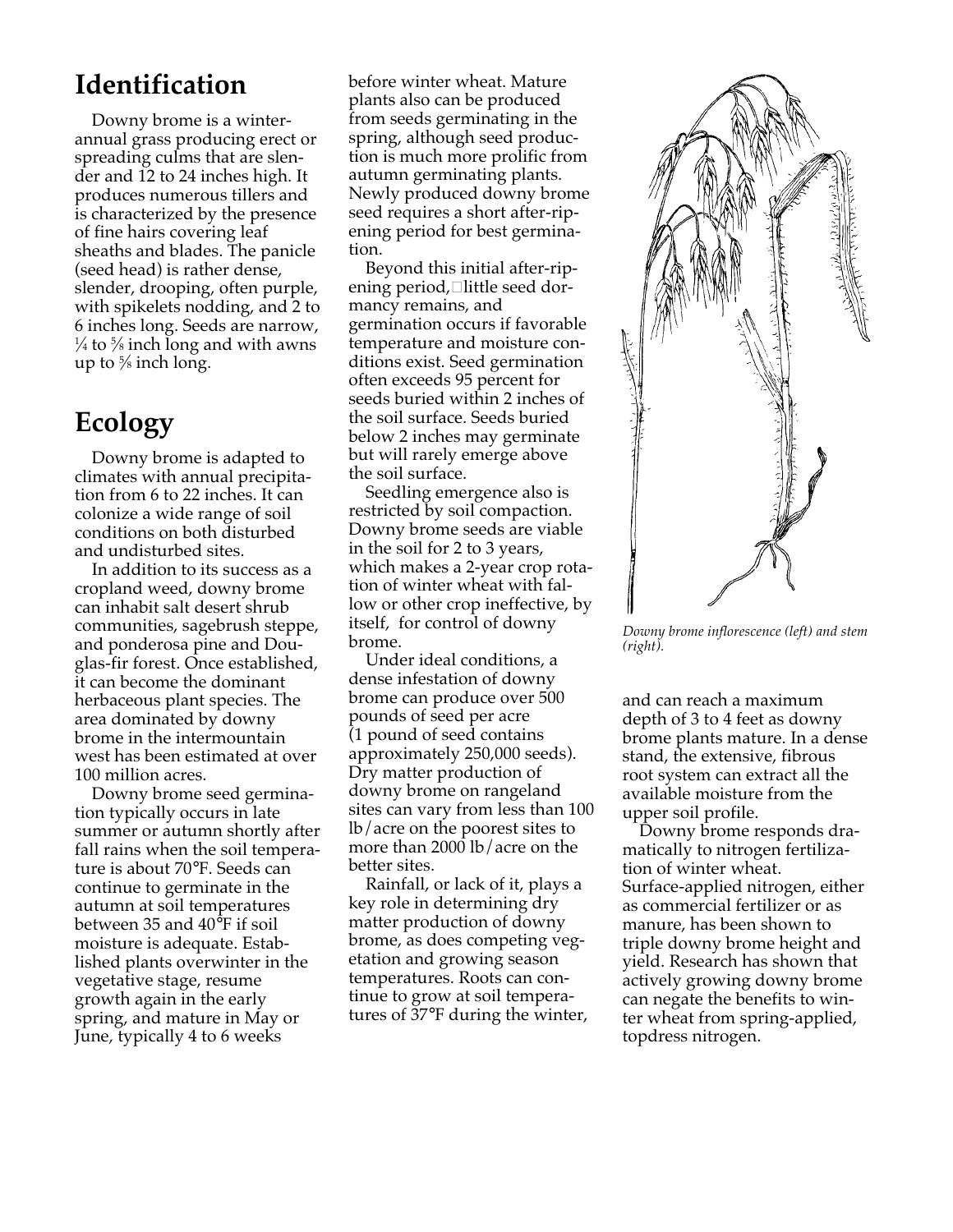## Identification

Downy brome is a winter-annual grass producing erect or spreading culms that are slender and 12 to 24 inches high. It produces numerous tillers and is characterized by the presence of fine hairs covering leaf sheaths and blades. The panicle (seed head) is rather dense, slender, drooping, often purple, with spikelets nodding, and 2 to 6 inches long. Seeds are narrow, ¼ to ⅝ inch long and with awns up to ⅝ inch long.

## Ecology

Downy brome is adapted to climates with annual precipitation from 6 to 22 inches. It can colonize a wide range of soil conditions on both disturbed and undisturbed sites.

In addition to its success as a cropland weed, downy brome can inhabit salt desert shrub communities, sagebrush steppe, and ponderosa pine and Douglas-fir forest. Once established, it can become the dominant herbaceous plant species. The area dominated by downy brome in the intermountain west has been estimated at over 100 million acres.

Downy brome seed germination typically occurs in late summer or autumn shortly after fall rains when the soil temperature is about 70°F. Seeds can continue to germinate in the autumn at soil temperatures between 35 and 40°F if soil moisture is adequate. Established plants overwinter in the vegetative stage, resume growth again in the early spring, and mature in May or June, typically 4 to 6 weeks before winter wheat. Mature plants also can be produced from seeds germinating in the spring, although seed production is much more prolific from autumn germinating plants. Newly produced downy brome seed requires a short after-ripening period for best germination.

Beyond this initial after-ripening period, little seed dormancy remains, and germination occurs if favorable temperature and moisture conditions exist. Seed germination often exceeds 95 percent for seeds buried within 2 inches of the soil surface. Seeds buried below 2 inches may germinate but will rarely emerge above the soil surface.

Seedling emergence also is restricted by soil compaction. Downy brome seeds are viable in the soil for 2 to 3 years, which makes a 2-year crop rotation of winter wheat with fallow or other crop ineffective, by itself, for control of downy brome.

Under ideal conditions, a dense infestation of downy brome can produce over 500 pounds of seed per acre (1 pound of seed contains approximately 250,000 seeds). Dry matter production of downy brome on rangeland sites can vary from less than 100 lb/acre on the poorest sites to more than 2000 lb/acre on the better sites.

Rainfall, or lack of it, plays a key role in determining dry matter production of downy brome, as does competing vegetation and growing season temperatures. Roots can continue to grow at soil temperatures of 37°F during the winter, and can reach a maximum depth of 3 to 4 feet as downy brome plants mature. In a dense stand, the extensive, fibrous root system can extract all the available moisture from the upper soil profile.

Downy brome responds dramatically to nitrogen fertilization of winter wheat. Surface-applied nitrogen, either as commercial fertilizer or as manure, has been shown to triple downy brome height and yield. Research has shown that actively growing downy brome can negate the benefits to winter wheat from spring-applied, topdress nitrogen.

*Downy brome inflorescence (left) and stem (right).*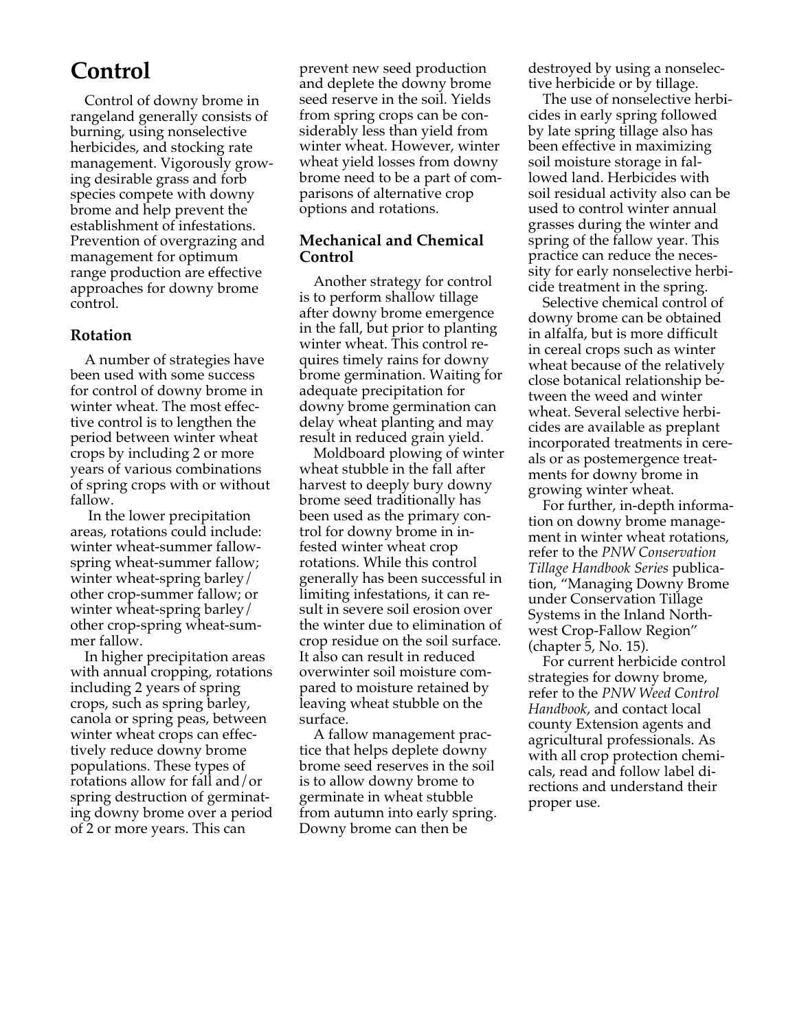# Control

Control of downy brome in rangeland generally consists of burning, using nonselective herbicides, and stocking rate management. Vigorously growing desirable grass and forb species compete with downy brome and help prevent the establishment of infestations. Prevention of overgrazing and management for optimum range production are effective approaches for downy brome control.

### Rotation

A number of strategies have been used with some success for control of downy brome in winter wheat. The most effective control is to lengthen the period between winter wheat crops by including 2 or more years of various combinations of spring crops with or without fallow.

In the lower precipitation areas, rotations could include: winter wheat-summer fallow-spring wheat-summer fallow; winter wheat-spring barley/other crop-summer fallow; or winter wheat-spring barley/other crop-spring wheat-summer fallow.

In higher precipitation areas with annual cropping, rotations including 2 years of spring crops, such as spring barley, canola or spring peas, between winter wheat crops can effectively reduce downy brome populations. These types of rotations allow for fall and/or spring destruction of germinating downy brome over a period of 2 or more years. This can prevent new seed production and deplete the downy brome seed reserve in the soil. Yields from spring crops can be considerably less than yield from winter wheat. However, winter wheat yield losses from downy brome need to be a part of comparisons of alternative crop options and rotations.

### Mechanical and Chemical Control

Another strategy for control is to perform shallow tillage after downy brome emergence in the fall, but prior to planting winter wheat. This control requires timely rains for downy brome germination. Waiting for adequate precipitation for downy brome germination can delay wheat planting and may result in reduced grain yield.

Moldboard plowing of winter wheat stubble in the fall after harvest to deeply bury downy brome seed traditionally has been used as the primary control for downy brome in infested winter wheat crop rotations. While this control generally has been successful in limiting infestations, it can result in severe soil erosion over the winter due to elimination of crop residue on the soil surface. It also can result in reduced overwinter soil moisture compared to moisture retained by leaving wheat stubble on the surface.

A fallow management practice that helps deplete downy brome seed reserves in the soil is to allow downy brome to germinate in wheat stubble from autumn into early spring. Downy brome can then be destroyed by using a nonselective herbicide or by tillage.

The use of nonselective herbicides in early spring followed by late spring tillage also has been effective in maximizing soil moisture storage in fallowed land. Herbicides with soil residual activity also can be used to control winter annual grasses during the winter and spring of the fallow year. This practice can reduce the necessity for early nonselective herbicide treatment in the spring.

Selective chemical control of downy brome can be obtained in alfalfa, but is more difficult in cereal crops such as winter wheat because of the relatively close botanical relationship between the weed and winter wheat. Several selective herbicides are available as preplant incorporated treatments in cereals or as postemergence treatments for downy brome in growing winter wheat.

For further, in-depth information on downy brome management in winter wheat rotations, refer to the *PNW Conservation Tillage Handbook Series* publication, "Managing Downy Brome under Conservation Tillage Systems in the Inland Northwest Crop-Fallow Region" (chapter 5, No. 15).

For current herbicide control strategies for downy brome, refer to the *PNW Weed Control Handbook*, and contact local county Extension agents and agricultural professionals. As with all crop protection chemicals, read and follow label directions and understand their proper use.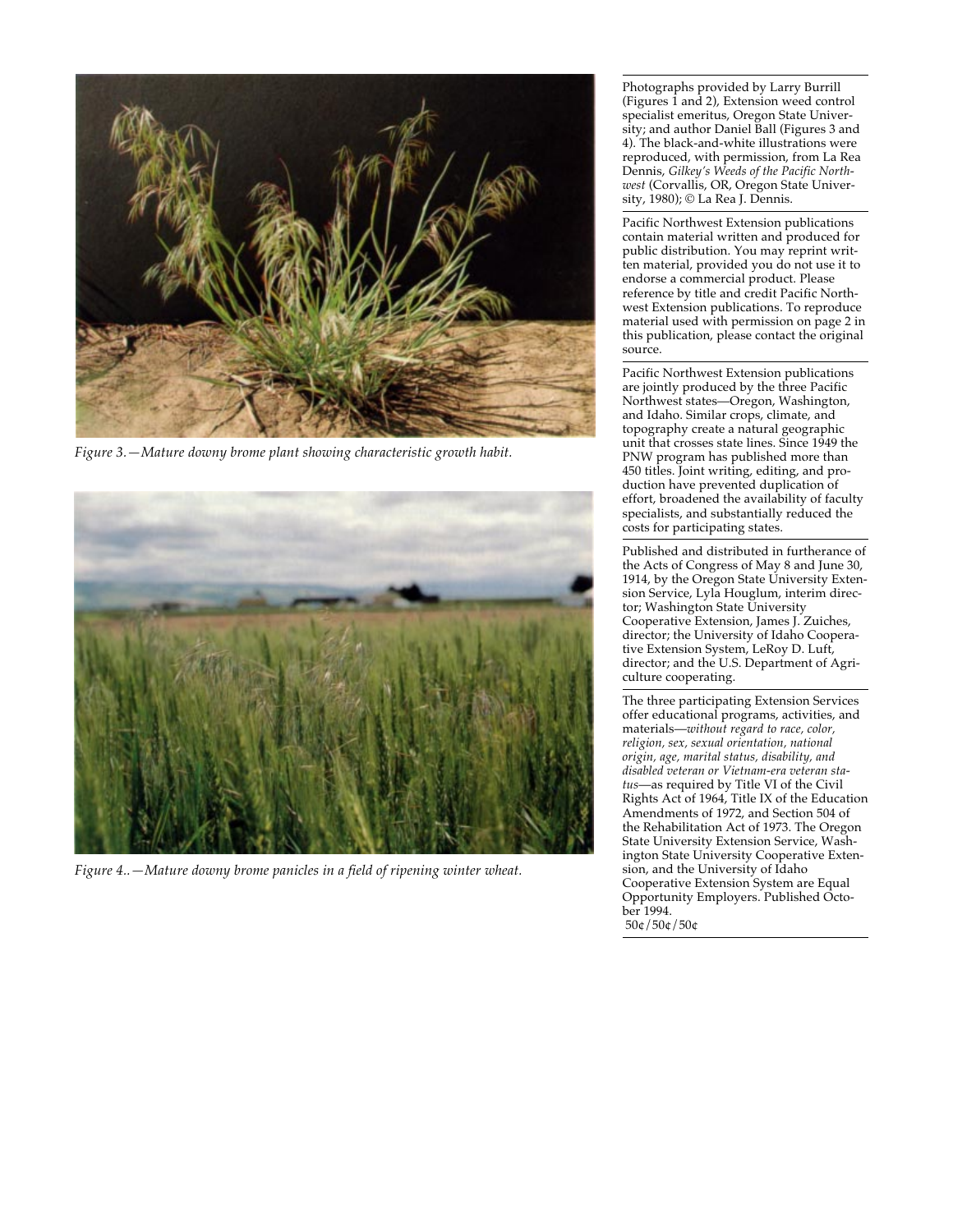*Figure 3.—Mature downy brome plant showing characteristic growth habit.*

*Figure 4..—Mature downy brome panicles in a field of ripening winter wheat.*

Photographs provided by Larry Burrill (Figures 1 and 2), Extension weed control specialist emeritus, Oregon State University; and author Daniel Ball (Figures 3 and 4). The black-and-white illustrations were reproduced, with permission, from La Rea Dennis, *Gilkey's Weeds of the Pacific Northwest* (Corvallis, OR, Oregon State University, 1980); © La Rea J. Dennis.

Pacific Northwest Extension publications contain material written and produced for public distribution. You may reprint written material, provided you do not use it to endorse a commercial product. Please reference by title and credit Pacific Northwest Extension publications. To reproduce material used with permission on page 2 in this publication, please contact the original source.

Pacific Northwest Extension publications are jointly produced by the three Pacific Northwest states—Oregon, Washington, and Idaho. Similar crops, climate, and topography create a natural geographic unit that crosses state lines. Since 1949 the PNW program has published more than 450 titles. Joint writing, editing, and production have prevented duplication of effort, broadened the availability of faculty specialists, and substantially reduced the costs for participating states.

Published and distributed in furtherance of the Acts of Congress of May 8 and June 30, 1914, by the Oregon State University Extension Service, Lyla Houglum, interim director; Washington State University Cooperative Extension, James J. Zuiches, director; the University of Idaho Cooperative Extension System, LeRoy D. Luft, director; and the U.S. Department of Agriculture cooperating.

The three participating Extension Services offer educational programs, activities, and materials—*without regard to race, color, religion, sex, sexual orientation, national origin, age, marital status, disability, and disabled veteran or Vietnam-era veteran status*—as required by Title VI of the Civil Rights Act of 1964, Title IX of the Education Amendments of 1972, and Section 504 of the Rehabilitation Act of 1973. The Oregon State University Extension Service, Washington State University Cooperative Extension, and the University of Idaho Cooperative Extension System are Equal Opportunity Employers. Published October 1994.

50¢/50¢/50¢